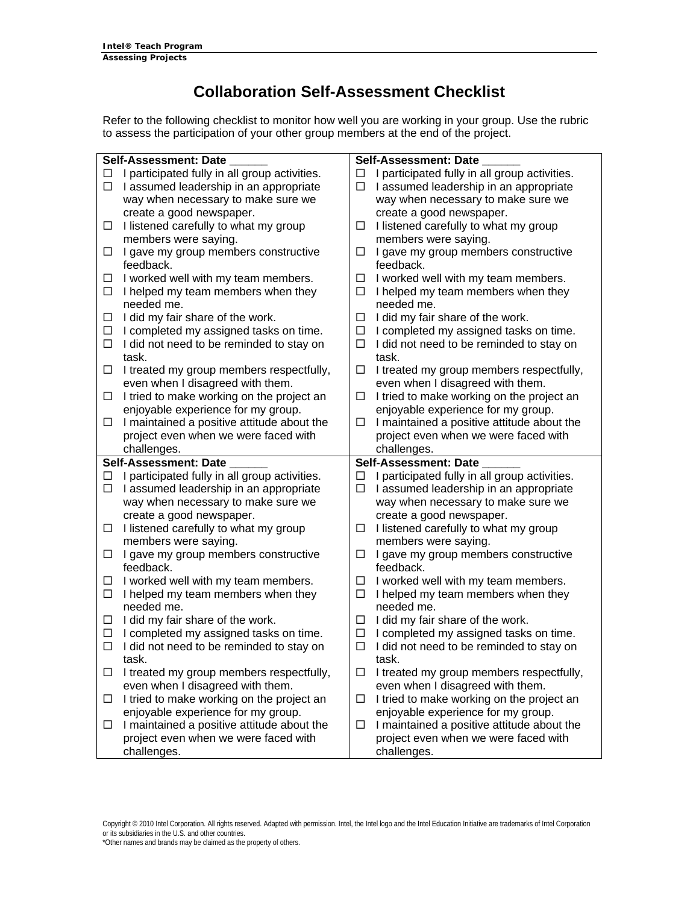# Collaboration Self-Assessment Checklist

Refer to the following checklist to monitor how well you are working in your group. Use the rubric to assess the participation of your other group members at the end of the project.

| **Self-Assessment: Date ______** | **Self-Assessment: Date ______** |
|---|---|
| ☐ I participated fully in all group activities.<br>☐ I assumed leadership in an appropriate way when necessary to make sure we create a good newspaper.<br>☐ I listened carefully to what my group members were saying.<br>☐ I gave my group members constructive feedback.<br>☐ I worked well with my team members.<br>☐ I helped my team members when they needed me.<br>☐ I did my fair share of the work.<br>☐ I completed my assigned tasks on time.<br>☐ I did not need to be reminded to stay on task.<br>☐ I treated my group members respectfully, even when I disagreed with them.<br>☐ I tried to make working on the project an enjoyable experience for my group.<br>☐ I maintained a positive attitude about the project even when we were faced with challenges. | ☐ I participated fully in all group activities.<br>☐ I assumed leadership in an appropriate way when necessary to make sure we create a good newspaper.<br>☐ I listened carefully to what my group members were saying.<br>☐ I gave my group members constructive feedback.<br>☐ I worked well with my team members.<br>☐ I helped my team members when they needed me.<br>☐ I did my fair share of the work.<br>☐ I completed my assigned tasks on time.<br>☐ I did not need to be reminded to stay on task.<br>☐ I treated my group members respectfully, even when I disagreed with them.<br>☐ I tried to make working on the project an enjoyable experience for my group.<br>☐ I maintained a positive attitude about the project even when we were faced with challenges. |
| **Self-Assessment: Date ______** | **Self-Assessment: Date ______** |
| ☐ I participated fully in all group activities.<br>☐ I assumed leadership in an appropriate way when necessary to make sure we create a good newspaper.<br>☐ I listened carefully to what my group members were saying.<br>☐ I gave my group members constructive feedback.<br>☐ I worked well with my team members.<br>☐ I helped my team members when they needed me.<br>☐ I did my fair share of the work.<br>☐ I completed my assigned tasks on time.<br>☐ I did not need to be reminded to stay on task.<br>☐ I treated my group members respectfully, even when I disagreed with them.<br>☐ I tried to make working on the project an enjoyable experience for my group.<br>☐ I maintained a positive attitude about the project even when we were faced with challenges. | ☐ I participated fully in all group activities.<br>☐ I assumed leadership in an appropriate way when necessary to make sure we create a good newspaper.<br>☐ I listened carefully to what my group members were saying.<br>☐ I gave my group members constructive feedback.<br>☐ I worked well with my team members.<br>☐ I helped my team members when they needed me.<br>☐ I did my fair share of the work.<br>☐ I completed my assigned tasks on time.<br>☐ I did not need to be reminded to stay on task.<br>☐ I treated my group members respectfully, even when I disagreed with them.<br>☐ I tried to make working on the project an enjoyable experience for my group.<br>☐ I maintained a positive attitude about the project even when we were faced with challenges. |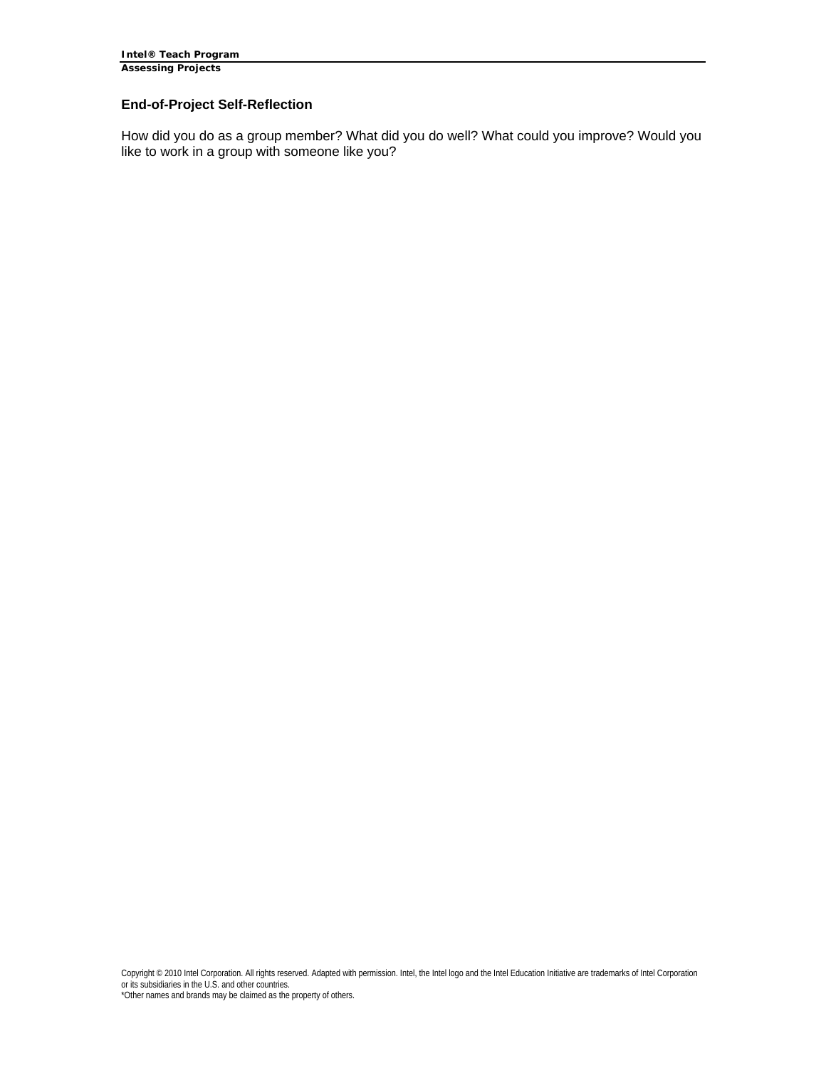## End-of-Project Self-Reflection

How did you do as a group member? What did you do well? What could you improve? Would you like to work in a group with someone like you?

Copyright © 2010 Intel Corporation. All rights reserved. Adapted with permission. Intel, the Intel logo and the Intel Education Initiative are trademarks of Intel Corporation or its subsidiaries in the U.S. and other countries.
*Other names and brands may be claimed as the property of others.